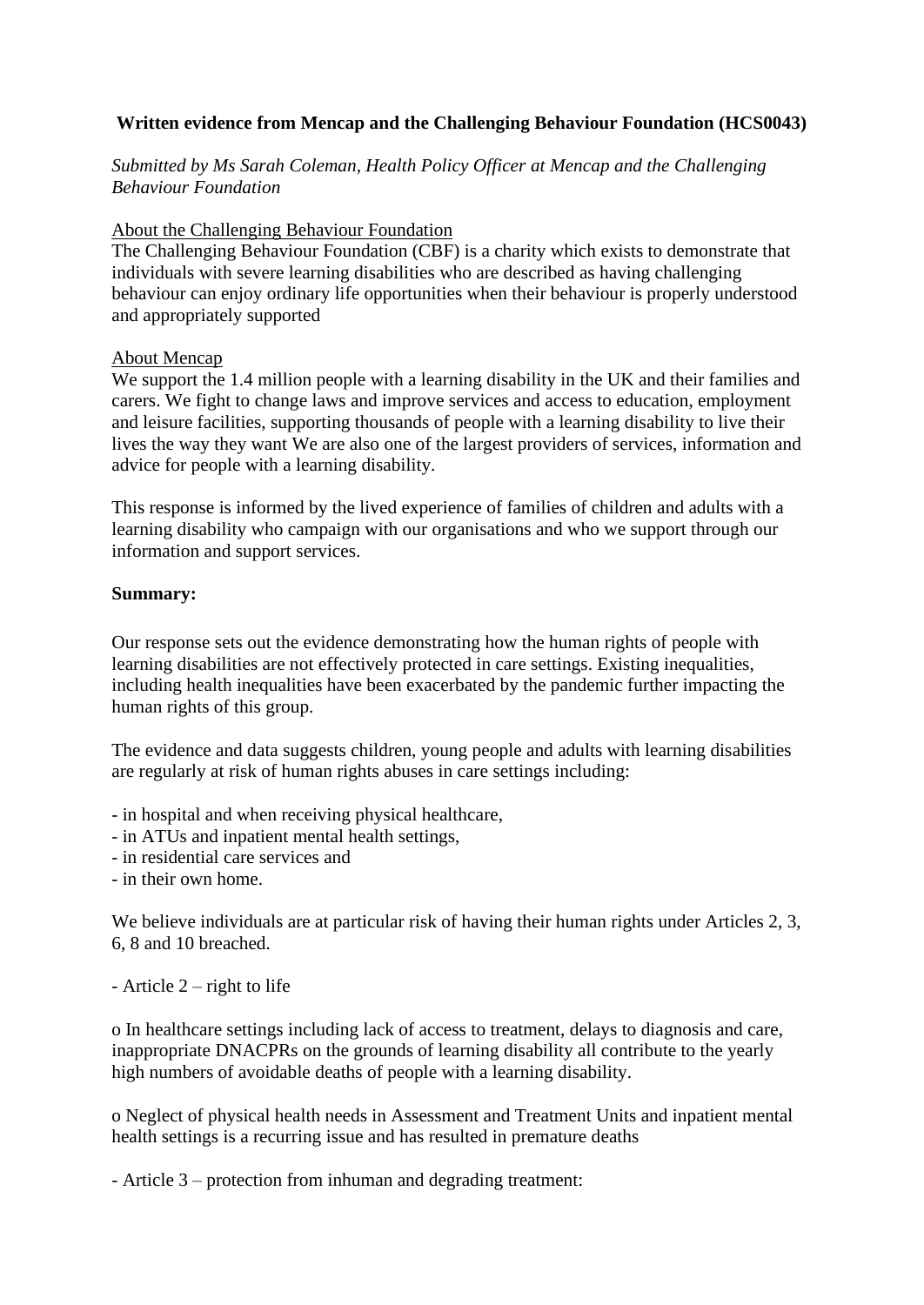**Written evidence from Mencap and the Challenging Behaviour Foundation (HCS0043)**

*Submitted by Ms Sarah Coleman, Health Policy Officer at Mencap and the Challenging Behaviour Foundation*

About the Challenging Behaviour Foundation

The Challenging Behaviour Foundation (CBF) is a charity which exists to demonstrate that individuals with severe learning disabilities who are described as having challenging behaviour can enjoy ordinary life opportunities when their behaviour is properly understood and appropriately supported

About Mencap

We support the 1.4 million people with a learning disability in the UK and their families and carers. We fight to change laws and improve services and access to education, employment and leisure facilities, supporting thousands of people with a learning disability to live their lives the way they want We are also one of the largest providers of services, information and advice for people with a learning disability.

This response is informed by the lived experience of families of children and adults with a learning disability who campaign with our organisations and who we support through our information and support services.

**Summary:**

Our response sets out the evidence demonstrating how the human rights of people with learning disabilities are not effectively protected in care settings. Existing inequalities, including health inequalities have been exacerbated by the pandemic further impacting the human rights of this group.

The evidence and data suggests children, young people and adults with learning disabilities are regularly at risk of human rights abuses in care settings including:

- in hospital and when receiving physical healthcare,
- in ATUs and inpatient mental health settings,
- in residential care services and
- in their own home.

We believe individuals are at particular risk of having their human rights under Articles 2, 3, 6, 8 and 10 breached.

- Article 2 – right to life

o In healthcare settings including lack of access to treatment, delays to diagnosis and care, inappropriate DNACPRs on the grounds of learning disability all contribute to the yearly high numbers of avoidable deaths of people with a learning disability.

o Neglect of physical health needs in Assessment and Treatment Units and inpatient mental health settings is a recurring issue and has resulted in premature deaths

- Article 3 – protection from inhuman and degrading treatment: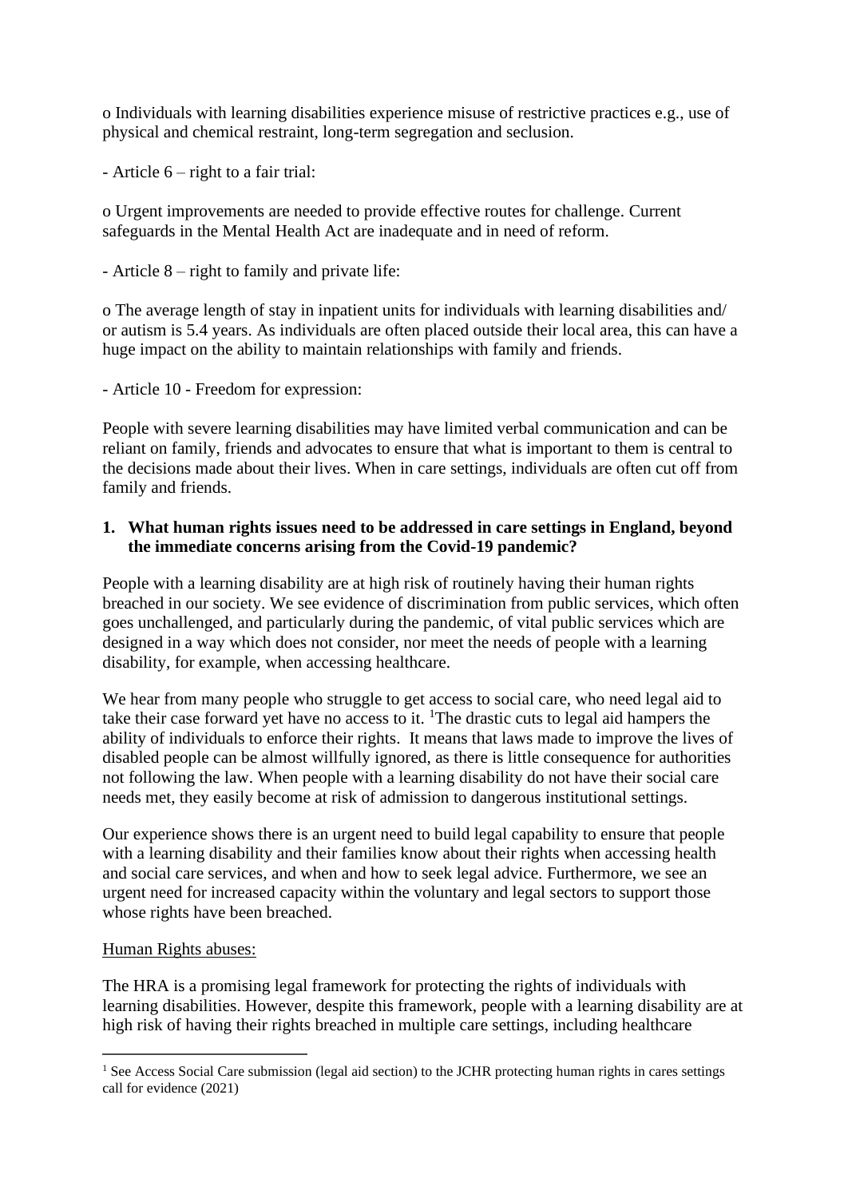o Individuals with learning disabilities experience misuse of restrictive practices e.g., use of physical and chemical restraint, long-term segregation and seclusion.

- Article 6 – right to a fair trial:

o Urgent improvements are needed to provide effective routes for challenge. Current safeguards in the Mental Health Act are inadequate and in need of reform.

- Article 8 – right to family and private life:

o The average length of stay in inpatient units for individuals with learning disabilities and/ or autism is 5.4 years. As individuals are often placed outside their local area, this can have a huge impact on the ability to maintain relationships with family and friends.

- Article 10 - Freedom for expression:

People with severe learning disabilities may have limited verbal communication and can be reliant on family, friends and advocates to ensure that what is important to them is central to the decisions made about their lives. When in care settings, individuals are often cut off from family and friends.

**1. What human rights issues need to be addressed in care settings in England, beyond the immediate concerns arising from the Covid-19 pandemic?**

People with a learning disability are at high risk of routinely having their human rights breached in our society. We see evidence of discrimination from public services, which often goes unchallenged, and particularly during the pandemic, of vital public services which are designed in a way which does not consider, nor meet the needs of people with a learning disability, for example, when accessing healthcare.

We hear from many people who struggle to get access to social care, who need legal aid to take their case forward yet have no access to it. [1]The drastic cuts to legal aid hampers the ability of individuals to enforce their rights. It means that laws made to improve the lives of disabled people can be almost willfully ignored, as there is little consequence for authorities not following the law. When people with a learning disability do not have their social care needs met, they easily become at risk of admission to dangerous institutional settings.

Our experience shows there is an urgent need to build legal capability to ensure that people with a learning disability and their families know about their rights when accessing health and social care services, and when and how to seek legal advice. Furthermore, we see an urgent need for increased capacity within the voluntary and legal sectors to support those whose rights have been breached.

Human Rights abuses:

The HRA is a promising legal framework for protecting the rights of individuals with learning disabilities. However, despite this framework, people with a learning disability are at high risk of having their rights breached in multiple care settings, including healthcare

[1] See Access Social Care submission (legal aid section) to the JCHR protecting human rights in cares settings call for evidence (2021)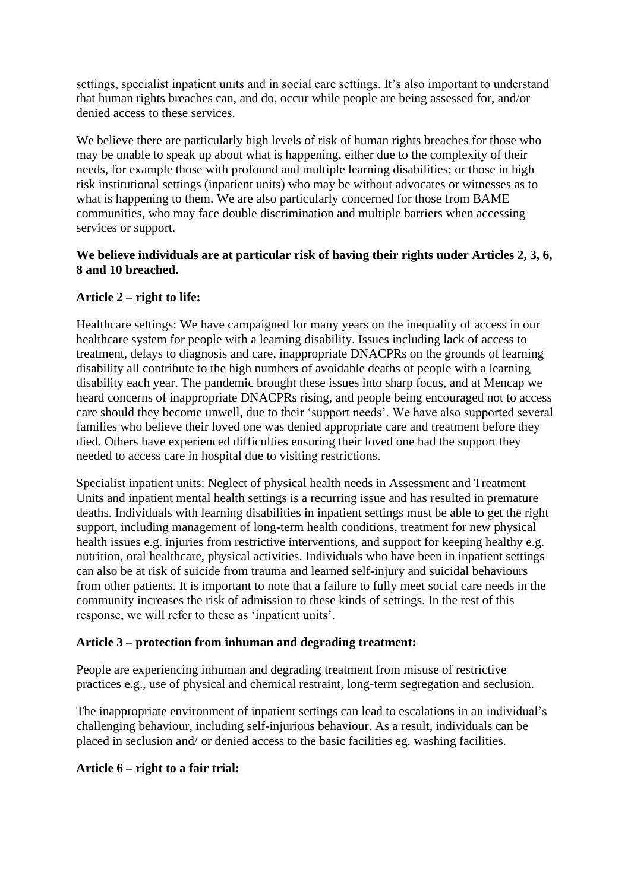settings, specialist inpatient units and in social care settings. It's also important to understand that human rights breaches can, and do, occur while people are being assessed for, and/or denied access to these services.

We believe there are particularly high levels of risk of human rights breaches for those who may be unable to speak up about what is happening, either due to the complexity of their needs, for example those with profound and multiple learning disabilities; or those in high risk institutional settings (inpatient units) who may be without advocates or witnesses as to what is happening to them. We are also particularly concerned for those from BAME communities, who may face double discrimination and multiple barriers when accessing services or support.

**We believe individuals are at particular risk of having their rights under Articles 2, 3, 6, 8 and 10 breached.**

**Article 2 – right to life:**

Healthcare settings: We have campaigned for many years on the inequality of access in our healthcare system for people with a learning disability. Issues including lack of access to treatment, delays to diagnosis and care, inappropriate DNACPRs on the grounds of learning disability all contribute to the high numbers of avoidable deaths of people with a learning disability each year. The pandemic brought these issues into sharp focus, and at Mencap we heard concerns of inappropriate DNACPRs rising, and people being encouraged not to access care should they become unwell, due to their 'support needs'. We have also supported several families who believe their loved one was denied appropriate care and treatment before they died. Others have experienced difficulties ensuring their loved one had the support they needed to access care in hospital due to visiting restrictions.

Specialist inpatient units: Neglect of physical health needs in Assessment and Treatment Units and inpatient mental health settings is a recurring issue and has resulted in premature deaths. Individuals with learning disabilities in inpatient settings must be able to get the right support, including management of long-term health conditions, treatment for new physical health issues e.g. injuries from restrictive interventions, and support for keeping healthy e.g. nutrition, oral healthcare, physical activities. Individuals who have been in inpatient settings can also be at risk of suicide from trauma and learned self-injury and suicidal behaviours from other patients. It is important to note that a failure to fully meet social care needs in the community increases the risk of admission to these kinds of settings. In the rest of this response, we will refer to these as 'inpatient units'.

**Article 3 – protection from inhuman and degrading treatment:**

People are experiencing inhuman and degrading treatment from misuse of restrictive practices e.g., use of physical and chemical restraint, long-term segregation and seclusion.

The inappropriate environment of inpatient settings can lead to escalations in an individual's challenging behaviour, including self-injurious behaviour. As a result, individuals can be placed in seclusion and/ or denied access to the basic facilities eg. washing facilities.

**Article 6 – right to a fair trial:**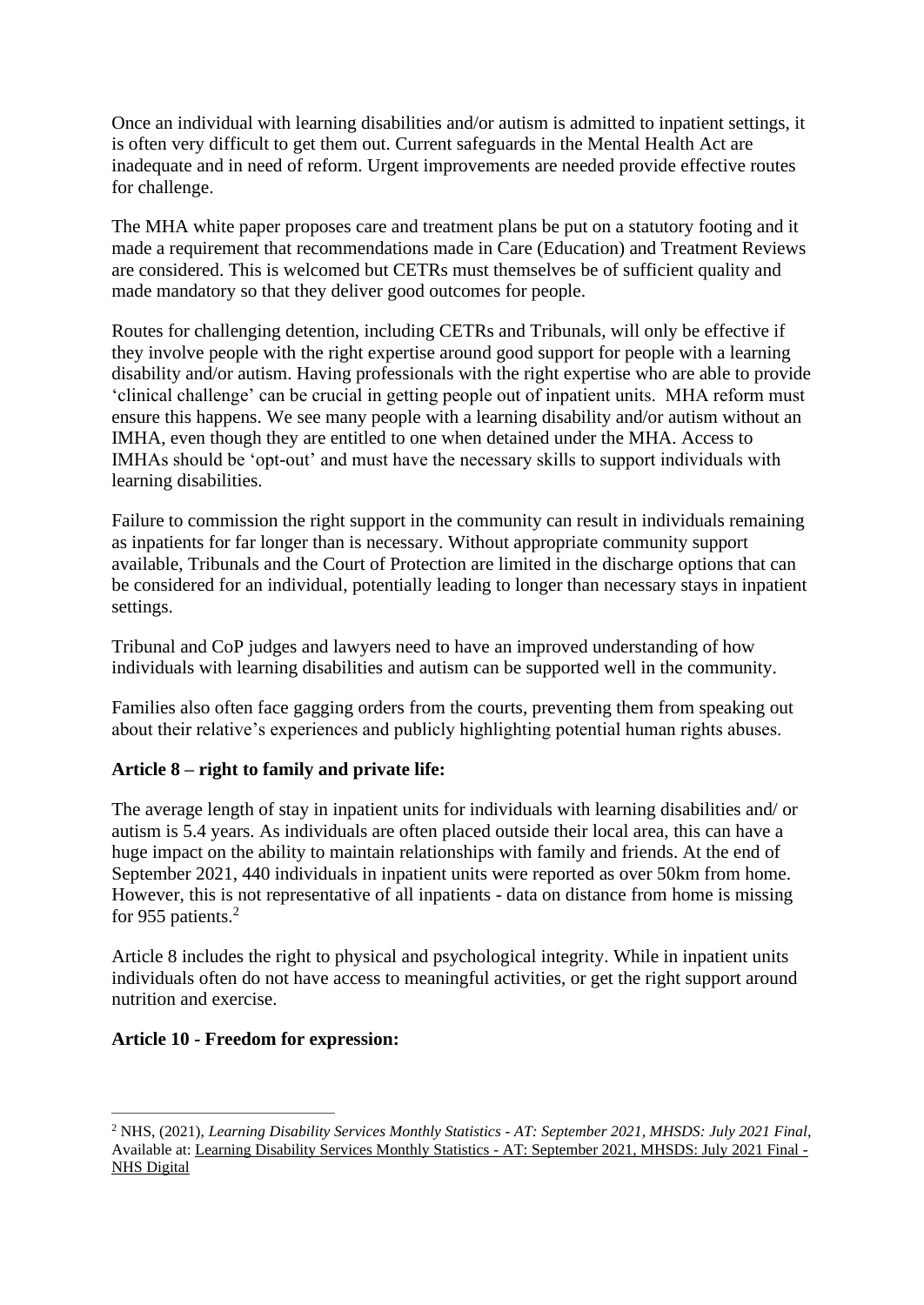Once an individual with learning disabilities and/or autism is admitted to inpatient settings, it is often very difficult to get them out. Current safeguards in the Mental Health Act are inadequate and in need of reform. Urgent improvements are needed provide effective routes for challenge.

The MHA white paper proposes care and treatment plans be put on a statutory footing and it made a requirement that recommendations made in Care (Education) and Treatment Reviews are considered. This is welcomed but CETRs must themselves be of sufficient quality and made mandatory so that they deliver good outcomes for people.

Routes for challenging detention, including CETRs and Tribunals, will only be effective if they involve people with the right expertise around good support for people with a learning disability and/or autism. Having professionals with the right expertise who are able to provide 'clinical challenge' can be crucial in getting people out of inpatient units. MHA reform must ensure this happens. We see many people with a learning disability and/or autism without an IMHA, even though they are entitled to one when detained under the MHA. Access to IMHAs should be 'opt-out' and must have the necessary skills to support individuals with learning disabilities.

Failure to commission the right support in the community can result in individuals remaining as inpatients for far longer than is necessary. Without appropriate community support available, Tribunals and the Court of Protection are limited in the discharge options that can be considered for an individual, potentially leading to longer than necessary stays in inpatient settings.

Tribunal and CoP judges and lawyers need to have an improved understanding of how individuals with learning disabilities and autism can be supported well in the community.

Families also often face gagging orders from the courts, preventing them from speaking out about their relative's experiences and publicly highlighting potential human rights abuses.

**Article 8 – right to family and private life:**

The average length of stay in inpatient units for individuals with learning disabilities and/ or autism is 5.4 years. As individuals are often placed outside their local area, this can have a huge impact on the ability to maintain relationships with family and friends. At the end of September 2021, 440 individuals in inpatient units were reported as over 50km from home. However, this is not representative of all inpatients - data on distance from home is missing for 955 patients.[2]

Article 8 includes the right to physical and psychological integrity. While in inpatient units individuals often do not have access to meaningful activities, or get the right support around nutrition and exercise.

**Article 10 - Freedom for expression:**

---

[2] NHS, (2021), *Learning Disability Services Monthly Statistics - AT: September 2021, MHSDS: July 2021 Final*, Available at: Learning Disability Services Monthly Statistics - AT: September 2021, MHSDS: July 2021 Final - NHS Digital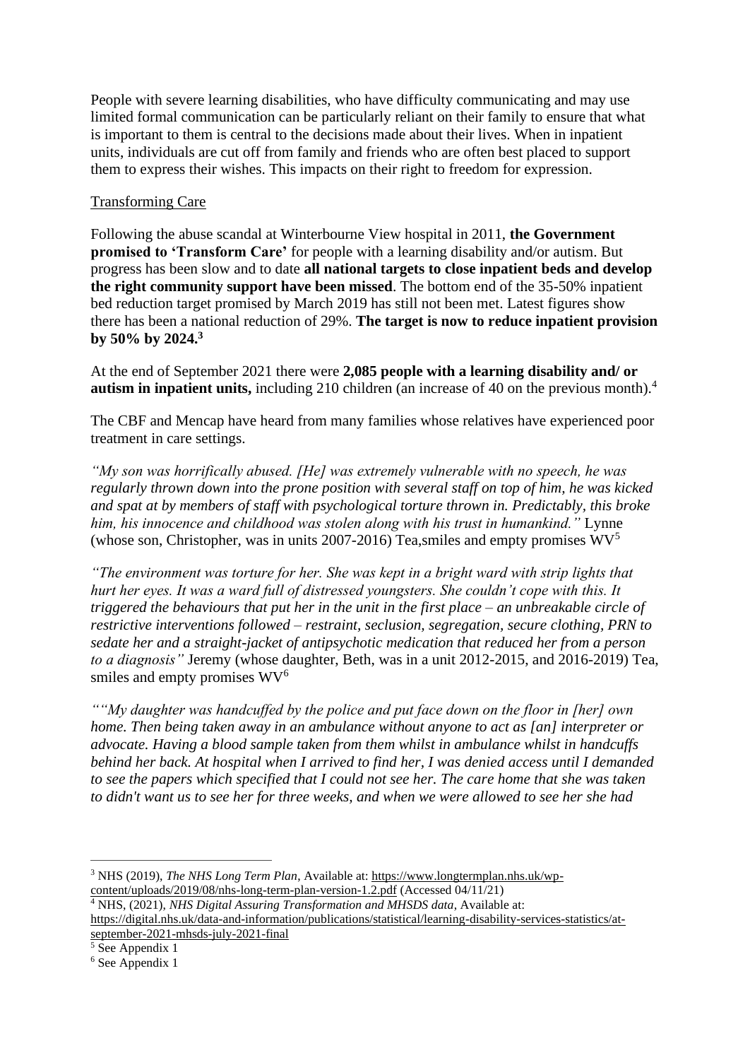People with severe learning disabilities, who have difficulty communicating and may use limited formal communication can be particularly reliant on their family to ensure that what is important to them is central to the decisions made about their lives. When in inpatient units, individuals are cut off from family and friends who are often best placed to support them to express their wishes. This impacts on their right to freedom for expression.

<u>Transforming Care</u>

Following the abuse scandal at Winterbourne View hospital in 2011, **the Government promised to 'Transform Care'** for people with a learning disability and/or autism. But progress has been slow and to date **all national targets to close inpatient beds and develop the right community support have been missed**. The bottom end of the 35-50% inpatient bed reduction target promised by March 2019 has still not been met. Latest figures show there has been a national reduction of 29%. **The target is now to reduce inpatient provision by 50% by 2024.**[3]

At the end of September 2021 there were **2,085 people with a learning disability and/ or autism in inpatient units,** including 210 children (an increase of 40 on the previous month).[4]

The CBF and Mencap have heard from many families whose relatives have experienced poor treatment in care settings.

*"My son was horrifically abused. [He] was extremely vulnerable with no speech, he was regularly thrown down into the prone position with several staff on top of him, he was kicked and spat at by members of staff with psychological torture thrown in. Predictably, this broke him, his innocence and childhood was stolen along with his trust in humankind."* Lynne (whose son, Christopher, was in units 2007-2016) Tea,smiles and empty promises WV[5]

*"The environment was torture for her. She was kept in a bright ward with strip lights that hurt her eyes. It was a ward full of distressed youngsters. She couldn't cope with this. It triggered the behaviours that put her in the unit in the first place – an unbreakable circle of restrictive interventions followed – restraint, seclusion, segregation, secure clothing, PRN to sedate her and a straight-jacket of antipsychotic medication that reduced her from a person to a diagnosis"* Jeremy (whose daughter, Beth, was in a unit 2012-2015, and 2016-2019) Tea, smiles and empty promises WV[6]

*""My daughter was handcuffed by the police and put face down on the floor in [her] own home. Then being taken away in an ambulance without anyone to act as [an] interpreter or advocate. Having a blood sample taken from them whilst in ambulance whilst in handcuffs behind her back. At hospital when I arrived to find her, I was denied access until I demanded to see the papers which specified that I could not see her. The care home that she was taken to didn't want us to see her for three weeks, and when we were allowed to see her she had*

---

[3] NHS (2019), *The NHS Long Term Plan*, Available at: https://www.longtermplan.nhs.uk/wp-content/uploads/2019/08/nhs-long-term-plan-version-1.2.pdf (Accessed 04/11/21)

[4] NHS, (2021), *NHS Digital Assuring Transformation and MHSDS data*, Available at: https://digital.nhs.uk/data-and-information/publications/statistical/learning-disability-services-statistics/at-september-2021-mhsds-july-2021-final

[5] See Appendix 1

[6] See Appendix 1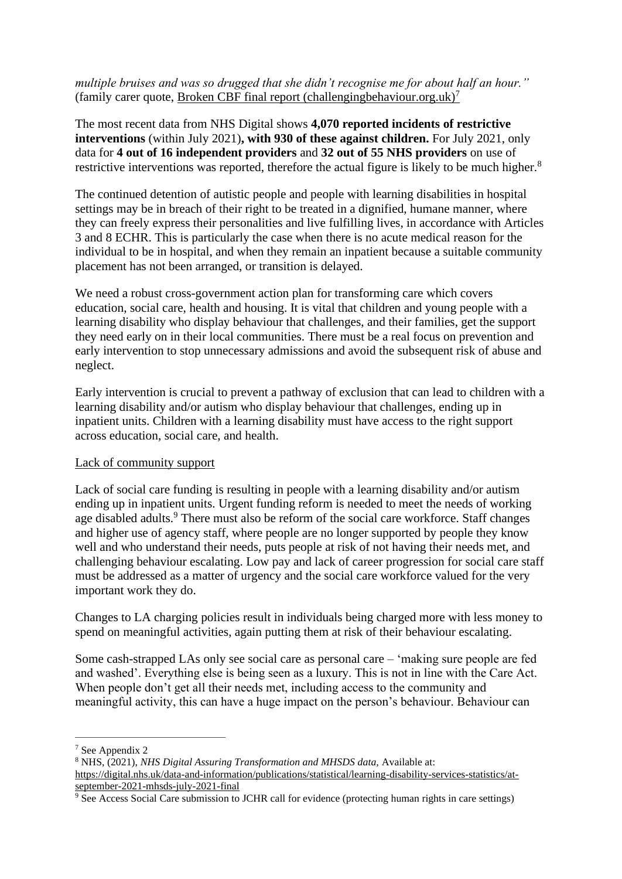*multiple bruises and was so drugged that she didn't recognise me for about half an hour."* (family carer quote, Broken CBF final report (challengingbehaviour.org.uk)[7]

The most recent data from NHS Digital shows **4,070 reported incidents of restrictive interventions** (within July 2021)**, with 930 of these against children.** For July 2021, only data for **4 out of 16 independent providers** and **32 out of 55 NHS providers** on use of restrictive interventions was reported, therefore the actual figure is likely to be much higher.[8]

The continued detention of autistic people and people with learning disabilities in hospital settings may be in breach of their right to be treated in a dignified, humane manner, where they can freely express their personalities and live fulfilling lives, in accordance with Articles 3 and 8 ECHR. This is particularly the case when there is no acute medical reason for the individual to be in hospital, and when they remain an inpatient because a suitable community placement has not been arranged, or transition is delayed.

We need a robust cross-government action plan for transforming care which covers education, social care, health and housing. It is vital that children and young people with a learning disability who display behaviour that challenges, and their families, get the support they need early on in their local communities. There must be a real focus on prevention and early intervention to stop unnecessary admissions and avoid the subsequent risk of abuse and neglect.

Early intervention is crucial to prevent a pathway of exclusion that can lead to children with a learning disability and/or autism who display behaviour that challenges, ending up in inpatient units. Children with a learning disability must have access to the right support across education, social care, and health.

Lack of community support

Lack of social care funding is resulting in people with a learning disability and/or autism ending up in inpatient units. Urgent funding reform is needed to meet the needs of working age disabled adults.[9] There must also be reform of the social care workforce. Staff changes and higher use of agency staff, where people are no longer supported by people they know well and who understand their needs, puts people at risk of not having their needs met, and challenging behaviour escalating. Low pay and lack of career progression for social care staff must be addressed as a matter of urgency and the social care workforce valued for the very important work they do.

Changes to LA charging policies result in individuals being charged more with less money to spend on meaningful activities, again putting them at risk of their behaviour escalating.

Some cash-strapped LAs only see social care as personal care – 'making sure people are fed and washed'. Everything else is being seen as a luxury. This is not in line with the Care Act. When people don't get all their needs met, including access to the community and meaningful activity, this can have a huge impact on the person's behaviour. Behaviour can

---

[7] See Appendix 2

[8] NHS, (2021), *NHS Digital Assuring Transformation and MHSDS data,* Available at: https://digital.nhs.uk/data-and-information/publications/statistical/learning-disability-services-statistics/at-september-2021-mhsds-july-2021-final

[9] See Access Social Care submission to JCHR call for evidence (protecting human rights in care settings)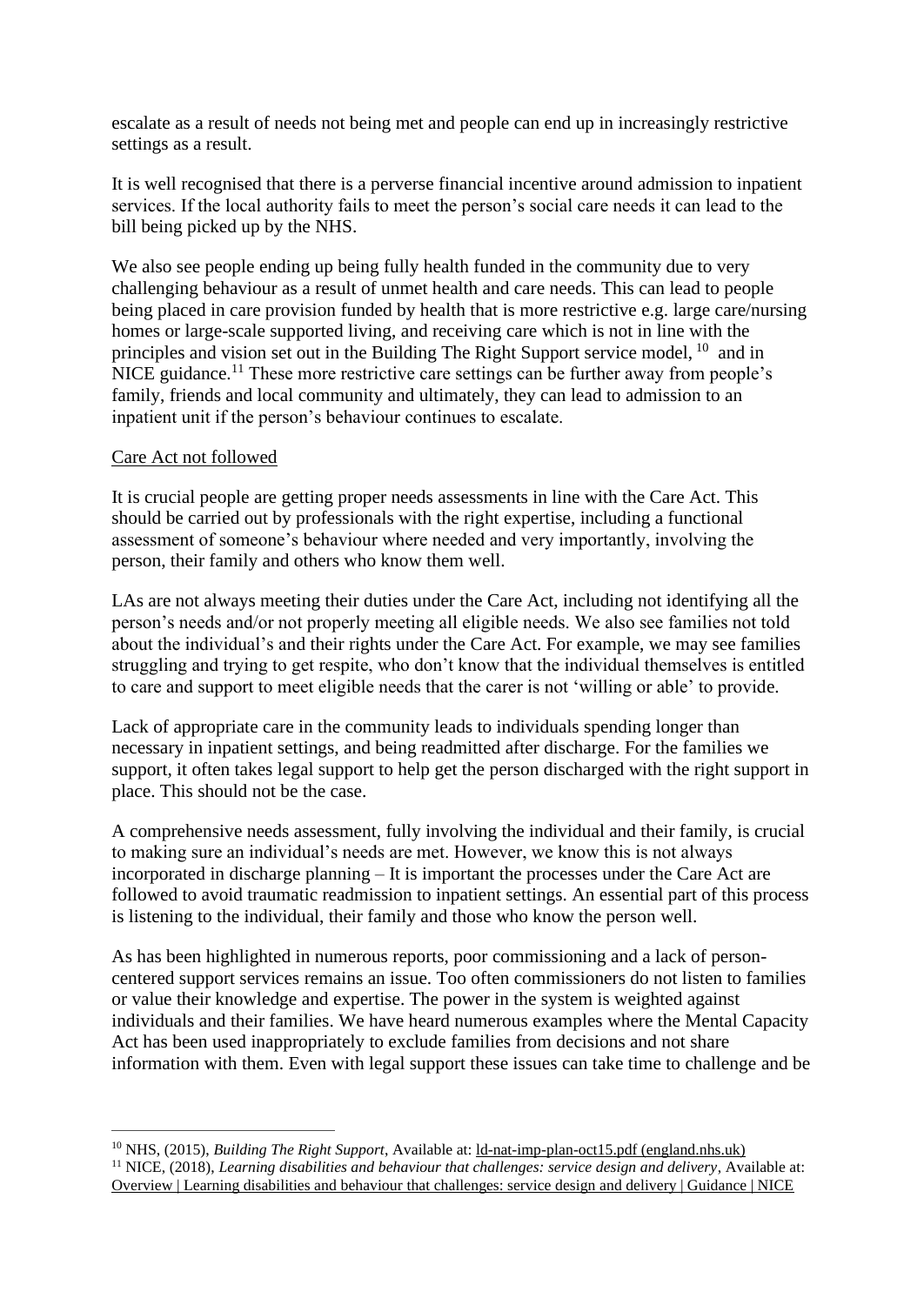escalate as a result of needs not being met and people can end up in increasingly restrictive settings as a result.

It is well recognised that there is a perverse financial incentive around admission to inpatient services. If the local authority fails to meet the person's social care needs it can lead to the bill being picked up by the NHS.

We also see people ending up being fully health funded in the community due to very challenging behaviour as a result of unmet health and care needs. This can lead to people being placed in care provision funded by health that is more restrictive e.g. large care/nursing homes or large-scale supported living, and receiving care which is not in line with the principles and vision set out in the Building The Right Support service model, [10] and in NICE guidance.[11] These more restrictive care settings can be further away from people's family, friends and local community and ultimately, they can lead to admission to an inpatient unit if the person's behaviour continues to escalate.

Care Act not followed

It is crucial people are getting proper needs assessments in line with the Care Act. This should be carried out by professionals with the right expertise, including a functional assessment of someone's behaviour where needed and very importantly, involving the person, their family and others who know them well.

LAs are not always meeting their duties under the Care Act, including not identifying all the person's needs and/or not properly meeting all eligible needs. We also see families not told about the individual's and their rights under the Care Act. For example, we may see families struggling and trying to get respite, who don't know that the individual themselves is entitled to care and support to meet eligible needs that the carer is not 'willing or able' to provide.

Lack of appropriate care in the community leads to individuals spending longer than necessary in inpatient settings, and being readmitted after discharge. For the families we support, it often takes legal support to help get the person discharged with the right support in place. This should not be the case.

A comprehensive needs assessment, fully involving the individual and their family, is crucial to making sure an individual's needs are met. However, we know this is not always incorporated in discharge planning – It is important the processes under the Care Act are followed to avoid traumatic readmission to inpatient settings. An essential part of this process is listening to the individual, their family and those who know the person well.

As has been highlighted in numerous reports, poor commissioning and a lack of person-centered support services remains an issue. Too often commissioners do not listen to families or value their knowledge and expertise. The power in the system is weighted against individuals and their families. We have heard numerous examples where the Mental Capacity Act has been used inappropriately to exclude families from decisions and not share information with them. Even with legal support these issues can take time to challenge and be

---

[10] NHS, (2015), *Building The Right Support*, Available at: ld-nat-imp-plan-oct15.pdf (england.nhs.uk)

[11] NICE, (2018), *Learning disabilities and behaviour that challenges: service design and delivery*, Available at: Overview | Learning disabilities and behaviour that challenges: service design and delivery | Guidance | NICE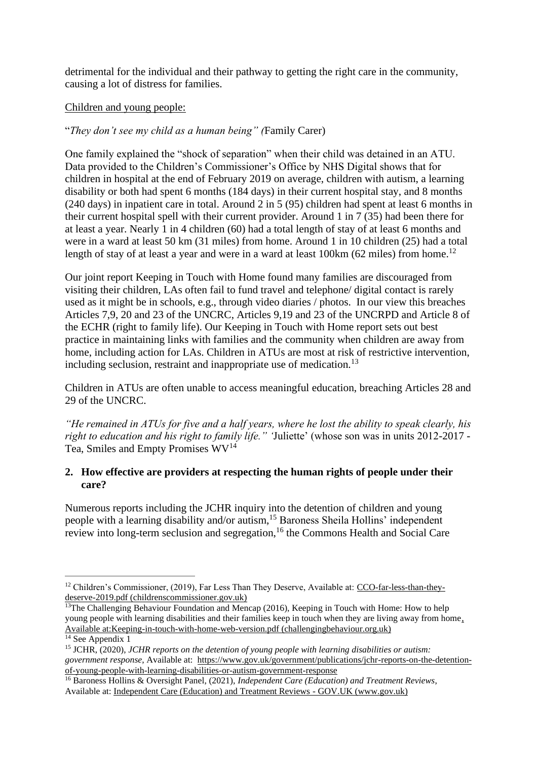detrimental for the individual and their pathway to getting the right care in the community, causing a lot of distress for families.

<u>Children and young people:</u>

"*They don't see my child as a human being" (*Family Carer)

One family explained the "shock of separation" when their child was detained in an ATU. Data provided to the Children's Commissioner's Office by NHS Digital shows that for children in hospital at the end of February 2019 on average, children with autism, a learning disability or both had spent 6 months (184 days) in their current hospital stay, and 8 months (240 days) in inpatient care in total. Around 2 in 5 (95) children had spent at least 6 months in their current hospital spell with their current provider. Around 1 in 7 (35) had been there for at least a year. Nearly 1 in 4 children (60) had a total length of stay of at least 6 months and were in a ward at least 50 km (31 miles) from home. Around 1 in 10 children (25) had a total length of stay of at least a year and were in a ward at least 100km (62 miles) from home.[12]

Our joint report Keeping in Touch with Home found many families are discouraged from visiting their children, LAs often fail to fund travel and telephone/ digital contact is rarely used as it might be in schools, e.g., through video diaries / photos. In our view this breaches Articles 7,9, 20 and 23 of the UNCRC, Articles 9,19 and 23 of the UNCRPD and Article 8 of the ECHR (right to family life). Our Keeping in Touch with Home report sets out best practice in maintaining links with families and the community when children are away from home, including action for LAs. Children in ATUs are most at risk of restrictive intervention, including seclusion, restraint and inappropriate use of medication.[13]

Children in ATUs are often unable to access meaningful education, breaching Articles 28 and 29 of the UNCRC.

*"He remained in ATUs for five and a half years, where he lost the ability to speak clearly, his right to education and his right to family life."* 'Juliette' (whose son was in units 2012-2017 - Tea, Smiles and Empty Promises WV[14]

**2. How effective are providers at respecting the human rights of people under their care?**

Numerous reports including the JCHR inquiry into the detention of children and young people with a learning disability and/or autism,[15] Baroness Sheila Hollins' independent review into long-term seclusion and segregation,[16] the Commons Health and Social Care

---

[12] Children's Commissioner, (2019), Far Less Than They Deserve, Available at: CCO-far-less-than-they-deserve-2019.pdf (childrenscommissioner.gov.uk)

[13] The Challenging Behaviour Foundation and Mencap (2016), Keeping in Touch with Home: How to help young people with learning disabilities and their families keep in touch when they are living away from home, Available at:Keeping-in-touch-with-home-web-version.pdf (challengingbehaviour.org.uk)

[14] See Appendix 1

[15] JCHR, (2020), *JCHR reports on the detention of young people with learning disabilities or autism: government response*, Available at: https://www.gov.uk/government/publications/jchr-reports-on-the-detention-of-young-people-with-learning-disabilities-or-autism-government-response

[16] Baroness Hollins & Oversight Panel, (2021), *Independent Care (Education) and Treatment Reviews*, Available at: Independent Care (Education) and Treatment Reviews - GOV.UK (www.gov.uk)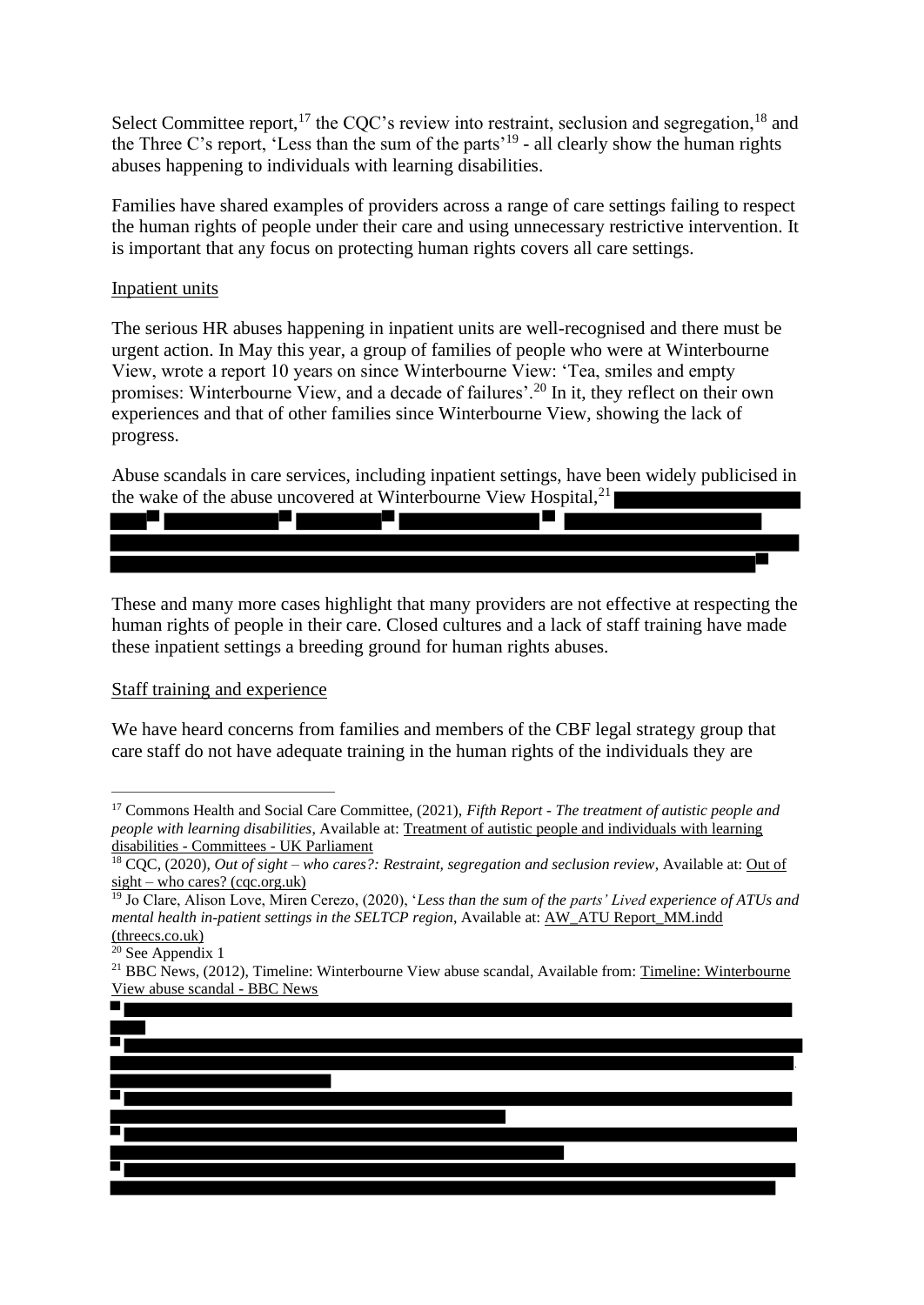Select Committee report,[17] the CQC's review into restraint, seclusion and segregation,[18] and the Three C's report, 'Less than the sum of the parts'[19] - all clearly show the human rights abuses happening to individuals with learning disabilities.

Families have shared examples of providers across a range of care settings failing to respect the human rights of people under their care and using unnecessary restrictive intervention. It is important that any focus on protecting human rights covers all care settings.

Inpatient units

The serious HR abuses happening in inpatient units are well-recognised and there must be urgent action. In May this year, a group of families of people who were at Winterbourne View, wrote a report 10 years on since Winterbourne View: 'Tea, smiles and empty promises: Winterbourne View, and a decade of failures'.[20] In it, they reflect on their own experiences and that of other families since Winterbourne View, showing the lack of progress.

Abuse scandals in care services, including inpatient settings, have been widely publicised in the wake of the abuse uncovered at Winterbourne View Hospital,[21]

These and many more cases highlight that many providers are not effective at respecting the human rights of people in their care. Closed cultures and a lack of staff training have made these inpatient settings a breeding ground for human rights abuses.

Staff training and experience

We have heard concerns from families and members of the CBF legal strategy group that care staff do not have adequate training in the human rights of the individuals they are

---

[17] Commons Health and Social Care Committee, (2021), *Fifth Report - The treatment of autistic people and people with learning disabilities*, Available at: Treatment of autistic people and individuals with learning disabilities - Committees - UK Parliament

[18] CQC, (2020), *Out of sight – who cares?: Restraint, segregation and seclusion review*, Available at: Out of sight – who cares? (cqc.org.uk)

[19] Jo Clare, Alison Love, Miren Cerezo, (2020), '*Less than the sum of the parts' Lived experience of ATUs and mental health in-patient settings in the SELTCP region*, Available at: AW_ATU Report_MM.indd (threecs.co.uk)

[20] See Appendix 1

[21] BBC News, (2012), Timeline: Winterbourne View abuse scandal, Available from: Timeline: Winterbourne View abuse scandal - BBC News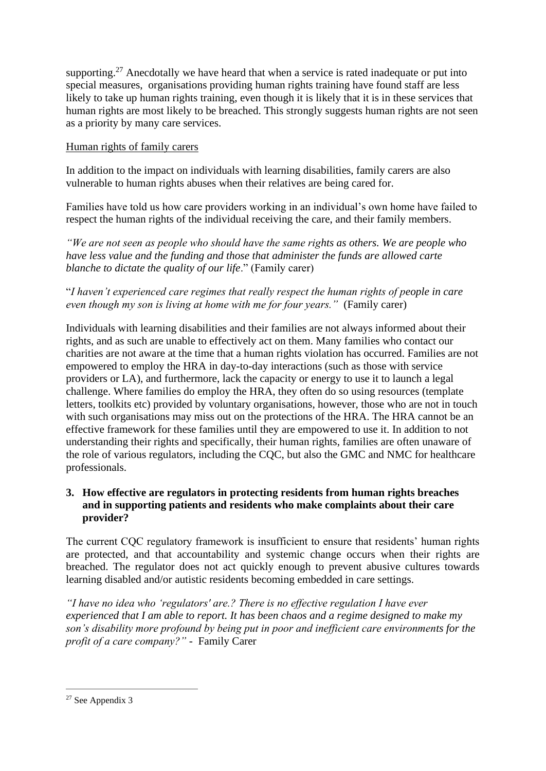supporting.[27] Anecdotally we have heard that when a service is rated inadequate or put into special measures, organisations providing human rights training have found staff are less likely to take up human rights training, even though it is likely that it is in these services that human rights are most likely to be breached. This strongly suggests human rights are not seen as a priority by many care services.

Human rights of family carers

In addition to the impact on individuals with learning disabilities, family carers are also vulnerable to human rights abuses when their relatives are being cared for.

Families have told us how care providers working in an individual's own home have failed to respect the human rights of the individual receiving the care, and their family members.

*"We are not seen as people who should have the same rights as others. We are people who have less value and the funding and those that administer the funds are allowed carte blanche to dictate the quality of our life*." (Family carer)

"*I haven't experienced care regimes that really respect the human rights of people in care even though my son is living at home with me for four years."* (Family carer)

Individuals with learning disabilities and their families are not always informed about their rights, and as such are unable to effectively act on them. Many families who contact our charities are not aware at the time that a human rights violation has occurred. Families are not empowered to employ the HRA in day-to-day interactions (such as those with service providers or LA), and furthermore, lack the capacity or energy to use it to launch a legal challenge. Where families do employ the HRA, they often do so using resources (template letters, toolkits etc) provided by voluntary organisations, however, those who are not in touch with such organisations may miss out on the protections of the HRA. The HRA cannot be an effective framework for these families until they are empowered to use it. In addition to not understanding their rights and specifically, their human rights, families are often unaware of the role of various regulators, including the CQC, but also the GMC and NMC for healthcare professionals.

**3. How effective are regulators in protecting residents from human rights breaches and in supporting patients and residents who make complaints about their care provider?**

The current CQC regulatory framework is insufficient to ensure that residents' human rights are protected, and that accountability and systemic change occurs when their rights are breached. The regulator does not act quickly enough to prevent abusive cultures towards learning disabled and/or autistic residents becoming embedded in care settings.

*"I have no idea who 'regulators' are.? There is no effective regulation I have ever experienced that I am able to report. It has been chaos and a regime designed to make my son's disability more profound by being put in poor and inefficient care environments for the profit of a care company?"* - Family Carer

[27] See Appendix 3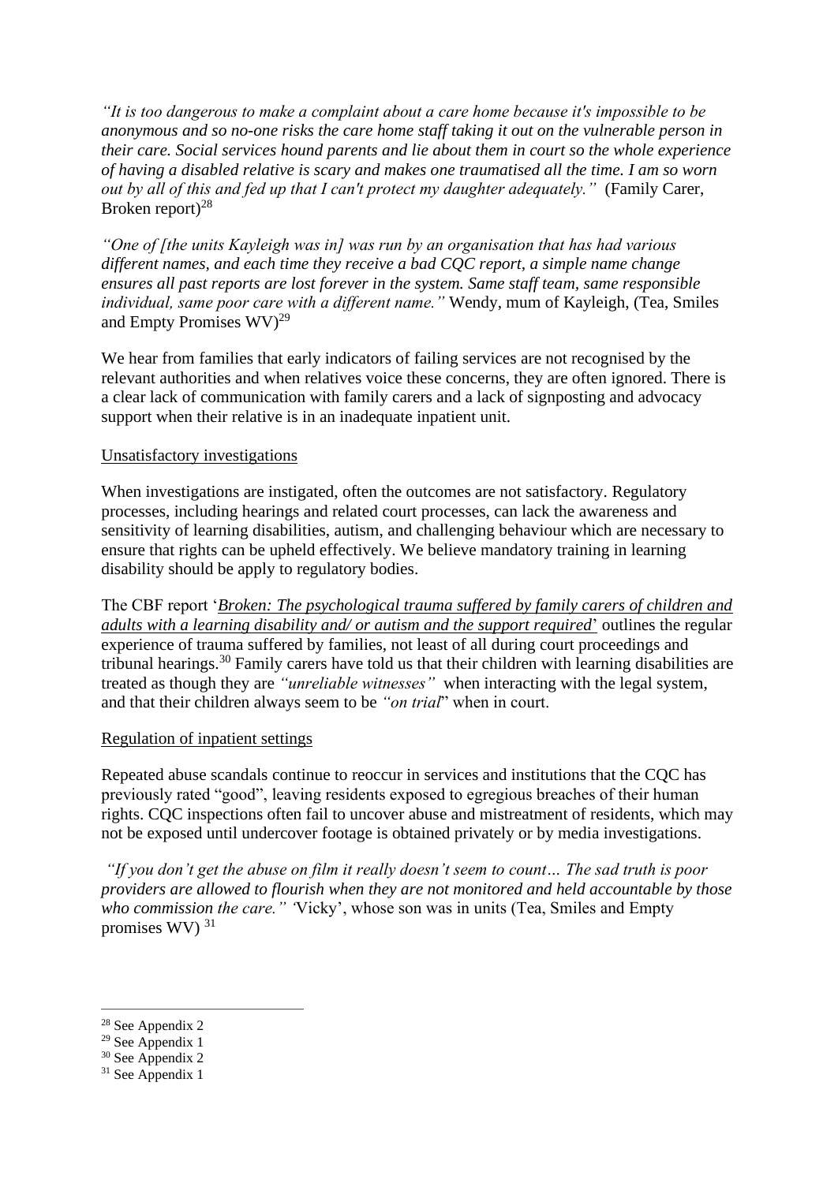*"It is too dangerous to make a complaint about a care home because it's impossible to be anonymous and so no-one risks the care home staff taking it out on the vulnerable person in their care. Social services hound parents and lie about them in court so the whole experience of having a disabled relative is scary and makes one traumatised all the time. I am so worn out by all of this and fed up that I can't protect my daughter adequately."* (Family Carer, Broken report)[28]

*"One of [the units Kayleigh was in] was run by an organisation that has had various different names, and each time they receive a bad CQC report, a simple name change ensures all past reports are lost forever in the system. Same staff team, same responsible individual, same poor care with a different name."* Wendy, mum of Kayleigh, (Tea, Smiles and Empty Promises WV)[29]

We hear from families that early indicators of failing services are not recognised by the relevant authorities and when relatives voice these concerns, they are often ignored. There is a clear lack of communication with family carers and a lack of signposting and advocacy support when their relative is in an inadequate inpatient unit.

Unsatisfactory investigations

When investigations are instigated, often the outcomes are not satisfactory. Regulatory processes, including hearings and related court processes, can lack the awareness and sensitivity of learning disabilities, autism, and challenging behaviour which are necessary to ensure that rights can be upheld effectively. We believe mandatory training in learning disability should be apply to regulatory bodies.

The CBF report '*Broken: The psychological trauma suffered by family carers of children and adults with a learning disability and/ or autism and the support required*' outlines the regular experience of trauma suffered by families, not least of all during court proceedings and tribunal hearings.[30] Family carers have told us that their children with learning disabilities are treated as though they are *"unreliable witnesses"* when interacting with the legal system, and that their children always seem to be *"on trial"* when in court.

Regulation of inpatient settings

Repeated abuse scandals continue to reoccur in services and institutions that the CQC has previously rated "good", leaving residents exposed to egregious breaches of their human rights. CQC inspections often fail to uncover abuse and mistreatment of residents, which may not be exposed until undercover footage is obtained privately or by media investigations.

*"If you don't get the abuse on film it really doesn't seem to count… The sad truth is poor providers are allowed to flourish when they are not monitored and held accountable by those who commission the care."* 'Vicky', whose son was in units (Tea, Smiles and Empty promises WV) [31]

---

[28] See Appendix 2

[29] See Appendix 1

[30] See Appendix 2

[31] See Appendix 1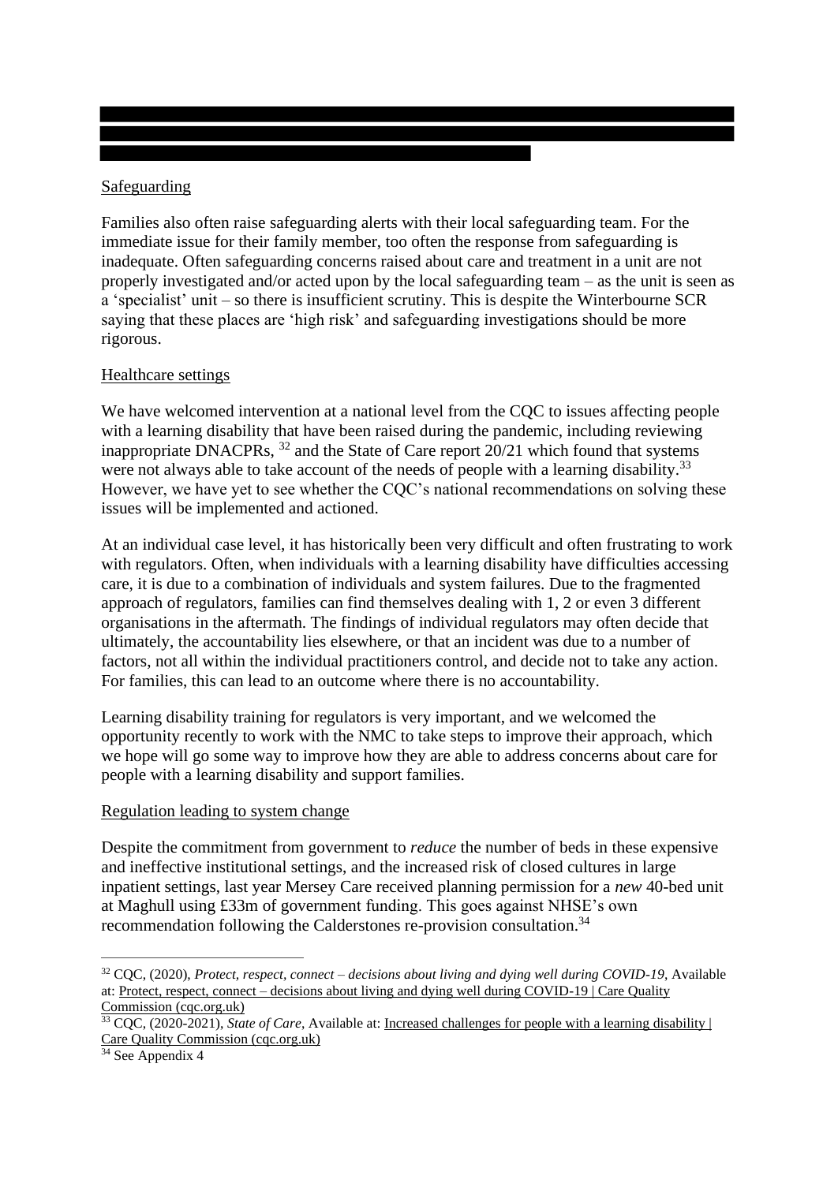Safeguarding

Families also often raise safeguarding alerts with their local safeguarding team. For the immediate issue for their family member, too often the response from safeguarding is inadequate. Often safeguarding concerns raised about care and treatment in a unit are not properly investigated and/or acted upon by the local safeguarding team – as the unit is seen as a 'specialist' unit – so there is insufficient scrutiny. This is despite the Winterbourne SCR saying that these places are 'high risk' and safeguarding investigations should be more rigorous.

Healthcare settings

We have welcomed intervention at a national level from the CQC to issues affecting people with a learning disability that have been raised during the pandemic, including reviewing inappropriate DNACPRs, [32] and the State of Care report 20/21 which found that systems were not always able to take account of the needs of people with a learning disability.[33] However, we have yet to see whether the CQC's national recommendations on solving these issues will be implemented and actioned.

At an individual case level, it has historically been very difficult and often frustrating to work with regulators. Often, when individuals with a learning disability have difficulties accessing care, it is due to a combination of individuals and system failures. Due to the fragmented approach of regulators, families can find themselves dealing with 1, 2 or even 3 different organisations in the aftermath. The findings of individual regulators may often decide that ultimately, the accountability lies elsewhere, or that an incident was due to a number of factors, not all within the individual practitioners control, and decide not to take any action. For families, this can lead to an outcome where there is no accountability.

Learning disability training for regulators is very important, and we welcomed the opportunity recently to work with the NMC to take steps to improve their approach, which we hope will go some way to improve how they are able to address concerns about care for people with a learning disability and support families.

Regulation leading to system change

Despite the commitment from government to *reduce* the number of beds in these expensive and ineffective institutional settings, and the increased risk of closed cultures in large inpatient settings, last year Mersey Care received planning permission for a *new* 40-bed unit at Maghull using £33m of government funding. This goes against NHSE's own recommendation following the Calderstones re-provision consultation.[34]

---

[32] CQC, (2020), *Protect, respect, connect – decisions about living and dying well during COVID-19*, Available at: Protect, respect, connect – decisions about living and dying well during COVID-19 | Care Quality Commission (cqc.org.uk)

[33] CQC, (2020-2021), *State of Care*, Available at: Increased challenges for people with a learning disability | Care Quality Commission (cqc.org.uk)

[34] See Appendix 4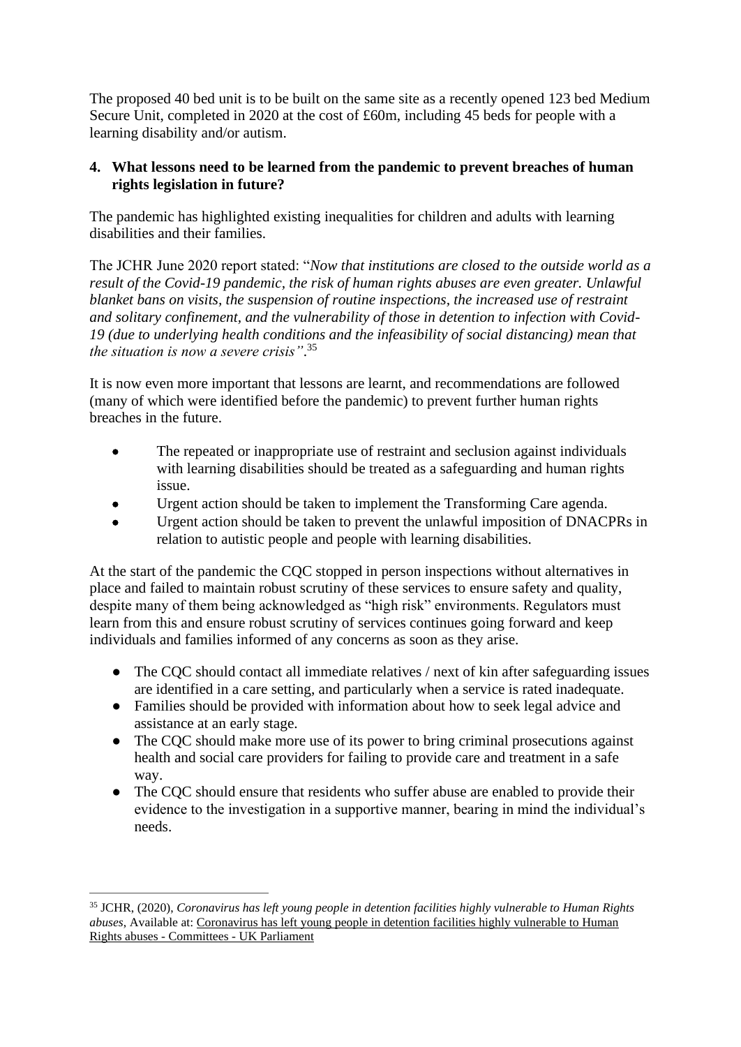The proposed 40 bed unit is to be built on the same site as a recently opened 123 bed Medium Secure Unit, completed in 2020 at the cost of £60m, including 45 beds for people with a learning disability and/or autism.

### 4. What lessons need to be learned from the pandemic to prevent breaches of human rights legislation in future?

The pandemic has highlighted existing inequalities for children and adults with learning disabilities and their families.

The JCHR June 2020 report stated: "*Now that institutions are closed to the outside world as a result of the Covid-19 pandemic, the risk of human rights abuses are even greater. Unlawful blanket bans on visits, the suspension of routine inspections, the increased use of restraint and solitary confinement, and the vulnerability of those in detention to infection with Covid-19 (due to underlying health conditions and the infeasibility of social distancing) mean that the situation is now a severe crisis"*.[35]

It is now even more important that lessons are learnt, and recommendations are followed (many of which were identified before the pandemic) to prevent further human rights breaches in the future.

- The repeated or inappropriate use of restraint and seclusion against individuals with learning disabilities should be treated as a safeguarding and human rights issue.
- Urgent action should be taken to implement the Transforming Care agenda.
- Urgent action should be taken to prevent the unlawful imposition of DNACPRs in relation to autistic people and people with learning disabilities.

At the start of the pandemic the CQC stopped in person inspections without alternatives in place and failed to maintain robust scrutiny of these services to ensure safety and quality, despite many of them being acknowledged as "high risk" environments. Regulators must learn from this and ensure robust scrutiny of services continues going forward and keep individuals and families informed of any concerns as soon as they arise.

- The CQC should contact all immediate relatives / next of kin after safeguarding issues are identified in a care setting, and particularly when a service is rated inadequate.
- Families should be provided with information about how to seek legal advice and assistance at an early stage.
- The CQC should make more use of its power to bring criminal prosecutions against health and social care providers for failing to provide care and treatment in a safe way.
- The CQC should ensure that residents who suffer abuse are enabled to provide their evidence to the investigation in a supportive manner, bearing in mind the individual's needs.

---

[35] JCHR, (2020), *Coronavirus has left young people in detention facilities highly vulnerable to Human Rights abuses*, Available at: Coronavirus has left young people in detention facilities highly vulnerable to Human Rights abuses - Committees - UK Parliament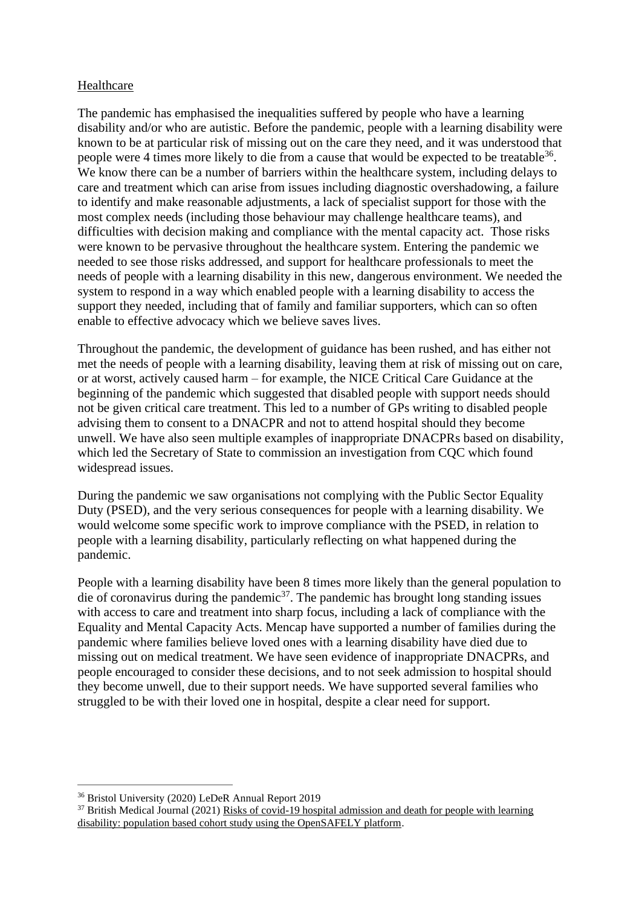Healthcare

The pandemic has emphasised the inequalities suffered by people who have a learning disability and/or who are autistic. Before the pandemic, people with a learning disability were known to be at particular risk of missing out on the care they need, and it was understood that people were 4 times more likely to die from a cause that would be expected to be treatable[36]. We know there can be a number of barriers within the healthcare system, including delays to care and treatment which can arise from issues including diagnostic overshadowing, a failure to identify and make reasonable adjustments, a lack of specialist support for those with the most complex needs (including those behaviour may challenge healthcare teams), and difficulties with decision making and compliance with the mental capacity act. Those risks were known to be pervasive throughout the healthcare system. Entering the pandemic we needed to see those risks addressed, and support for healthcare professionals to meet the needs of people with a learning disability in this new, dangerous environment. We needed the system to respond in a way which enabled people with a learning disability to access the support they needed, including that of family and familiar supporters, which can so often enable to effective advocacy which we believe saves lives.

Throughout the pandemic, the development of guidance has been rushed, and has either not met the needs of people with a learning disability, leaving them at risk of missing out on care, or at worst, actively caused harm – for example, the NICE Critical Care Guidance at the beginning of the pandemic which suggested that disabled people with support needs should not be given critical care treatment. This led to a number of GPs writing to disabled people advising them to consent to a DNACPR and not to attend hospital should they become unwell. We have also seen multiple examples of inappropriate DNACPRs based on disability, which led the Secretary of State to commission an investigation from CQC which found widespread issues.

During the pandemic we saw organisations not complying with the Public Sector Equality Duty (PSED), and the very serious consequences for people with a learning disability. We would welcome some specific work to improve compliance with the PSED, in relation to people with a learning disability, particularly reflecting on what happened during the pandemic.

People with a learning disability have been 8 times more likely than the general population to die of coronavirus during the pandemic[37]. The pandemic has brought long standing issues with access to care and treatment into sharp focus, including a lack of compliance with the Equality and Mental Capacity Acts. Mencap have supported a number of families during the pandemic where families believe loved ones with a learning disability have died due to missing out on medical treatment. We have seen evidence of inappropriate DNACPRs, and people encouraged to consider these decisions, and to not seek admission to hospital should they become unwell, due to their support needs. We have supported several families who struggled to be with their loved one in hospital, despite a clear need for support.

---

[36] Bristol University (2020) LeDeR Annual Report 2019

[37] British Medical Journal (2021) Risks of covid-19 hospital admission and death for people with learning disability: population based cohort study using the OpenSAFELY platform.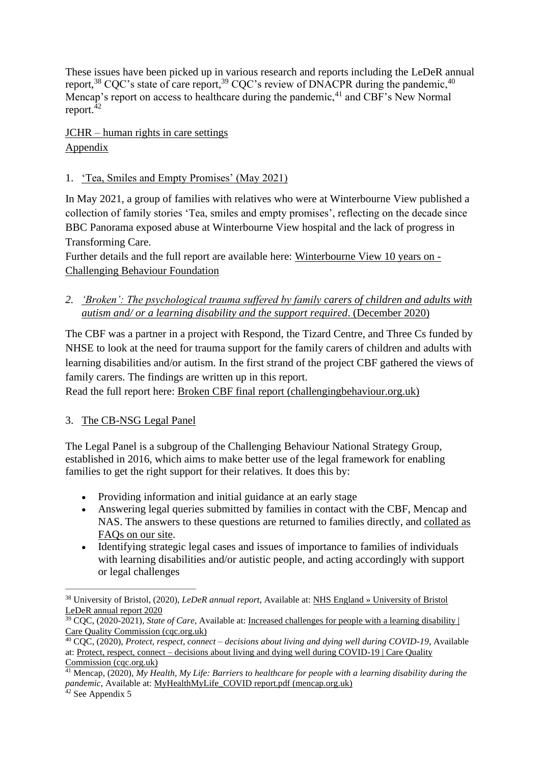These issues have been picked up in various research and reports including the LeDeR annual report,[38] CQC's state of care report,[39] CQC's review of DNACPR during the pandemic,[40] Mencap's report on access to healthcare during the pandemic,[41] and CBF's New Normal report.[42]

JCHR – human rights in care settings
Appendix

1. 'Tea, Smiles and Empty Promises' (May 2021)

In May 2021, a group of families with relatives who were at Winterbourne View published a collection of family stories 'Tea, smiles and empty promises', reflecting on the decade since BBC Panorama exposed abuse at Winterbourne View hospital and the lack of progress in Transforming Care.
Further details and the full report are available here: Winterbourne View 10 years on - Challenging Behaviour Foundation

2. *'Broken': The psychological trauma suffered by family carers of children and adults with autism and/ or a learning disability and the support required*. (December 2020)

The CBF was a partner in a project with Respond, the Tizard Centre, and Three Cs funded by NHSE to look at the need for trauma support for the family carers of children and adults with learning disabilities and/or autism. In the first strand of the project CBF gathered the views of family carers. The findings are written up in this report.
Read the full report here: Broken CBF final report (challengingbehaviour.org.uk)

3. The CB-NSG Legal Panel

The Legal Panel is a subgroup of the Challenging Behaviour National Strategy Group, established in 2016, which aims to make better use of the legal framework for enabling families to get the right support for their relatives. It does this by:

- Providing information and initial guidance at an early stage
- Answering legal queries submitted by families in contact with the CBF, Mencap and NAS. The answers to these questions are returned to families directly, and collated as FAQs on our site.
- Identifying strategic legal cases and issues of importance to families of individuals with learning disabilities and/or autistic people, and acting accordingly with support or legal challenges

---

[38] University of Bristol, (2020), *LeDeR annual report*, Available at: NHS England » University of Bristol LeDeR annual report 2020

[39] CQC, (2020-2021), *State of Care*, Available at: Increased challenges for people with a learning disability | Care Quality Commission (cqc.org.uk)

[40] CQC, (2020), *Protect, respect, connect – decisions about living and dying well during COVID-19*, Available at: Protect, respect, connect – decisions about living and dying well during COVID-19 | Care Quality Commission (cqc.org.uk)

[41] Mencap, (2020), *My Health, My Life: Barriers to healthcare for people with a learning disability during the pandemic*, Available at: MyHealthMyLife_COVID report.pdf (mencap.org.uk)

[42] See Appendix 5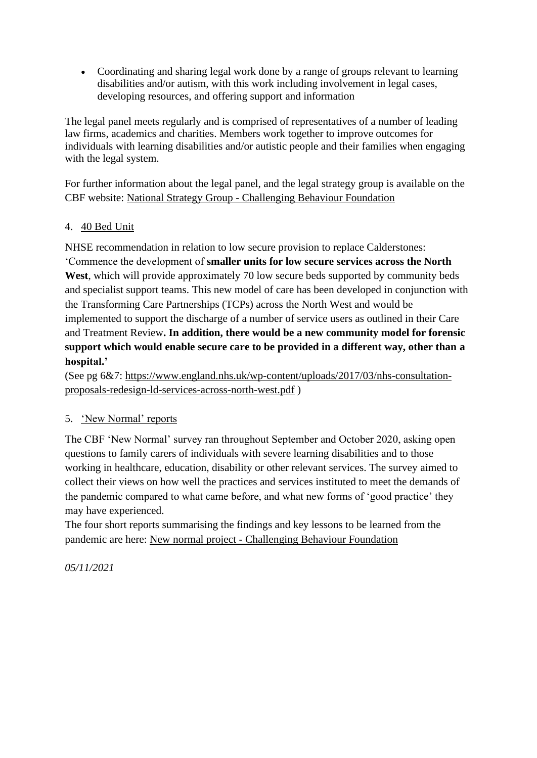- Coordinating and sharing legal work done by a range of groups relevant to learning disabilities and/or autism, with this work including involvement in legal cases, developing resources, and offering support and information

The legal panel meets regularly and is comprised of representatives of a number of leading law firms, academics and charities. Members work together to improve outcomes for individuals with learning disabilities and/or autistic people and their families when engaging with the legal system.

For further information about the legal panel, and the legal strategy group is available on the CBF website: National Strategy Group - Challenging Behaviour Foundation

4. 40 Bed Unit

NHSE recommendation in relation to low secure provision to replace Calderstones: 'Commence the development of **smaller units for low secure services across the North West**, which will provide approximately 70 low secure beds supported by community beds and specialist support teams. This new model of care has been developed in conjunction with the Transforming Care Partnerships (TCPs) across the North West and would be implemented to support the discharge of a number of service users as outlined in their Care and Treatment Review**. In addition, there would be a new community model for forensic support which would enable secure care to be provided in a different way, other than a hospital.'**

(See pg 6&7: https://www.england.nhs.uk/wp-content/uploads/2017/03/nhs-consultation-proposals-redesign-ld-services-across-north-west.pdf )

5. 'New Normal' reports

The CBF 'New Normal' survey ran throughout September and October 2020, asking open questions to family carers of individuals with severe learning disabilities and to those working in healthcare, education, disability or other relevant services. The survey aimed to collect their views on how well the practices and services instituted to meet the demands of the pandemic compared to what came before, and what new forms of 'good practice' they may have experienced.

The four short reports summarising the findings and key lessons to be learned from the pandemic are here: New normal project - Challenging Behaviour Foundation

*05/11/2021*